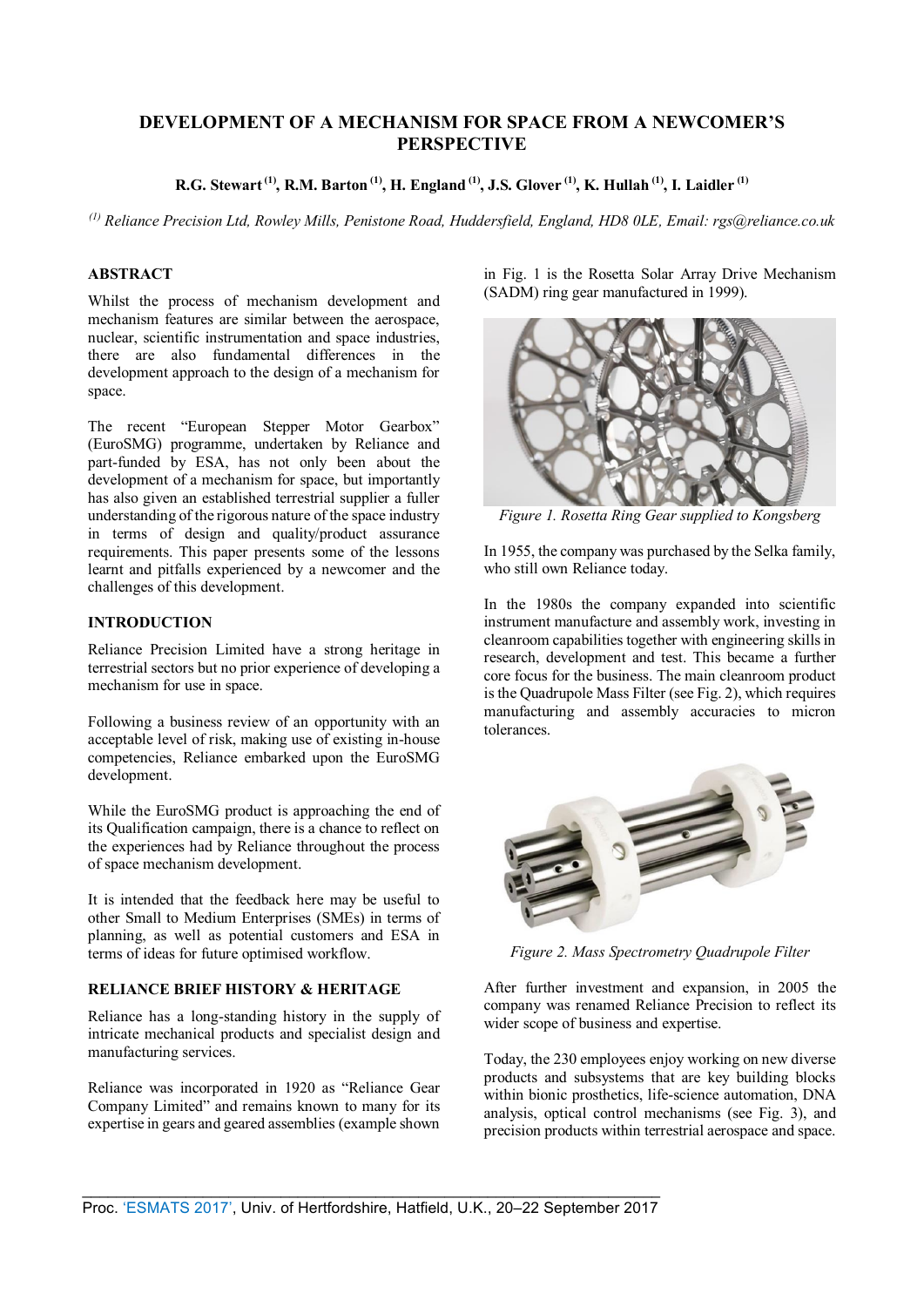# DEVELOPMENT OF A MECHANISM FOR SPACE FROM A NEWCOMER'S PERSPECTIVE

**R.G. Stewart [1], R.M. Barton [1], H. England [1], J.S. Glover [1], K. Hullah [1], I. Laidler [1]**

*[1] Reliance Precision Ltd, Rowley Mills, Penistone Road, Huddersfield, England, HD8 0LE, Email: rgs@reliance.co.uk*

## ABSTRACT

Whilst the process of mechanism development and mechanism features are similar between the aerospace, nuclear, scientific instrumentation and space industries, there are also fundamental differences in the development approach to the design of a mechanism for space.

The recent "European Stepper Motor Gearbox" (EuroSMG) programme, undertaken by Reliance and part-funded by ESA, has not only been about the development of a mechanism for space, but importantly has also given an established terrestrial supplier a fuller understanding of the rigorous nature of the space industry in terms of design and quality/product assurance requirements. This paper presents some of the lessons learnt and pitfalls experienced by a newcomer and the challenges of this development.

## INTRODUCTION

Reliance Precision Limited have a strong heritage in terrestrial sectors but no prior experience of developing a mechanism for use in space.

Following a business review of an opportunity with an acceptable level of risk, making use of existing in-house competencies, Reliance embarked upon the EuroSMG development.

While the EuroSMG product is approaching the end of its Qualification campaign, there is a chance to reflect on the experiences had by Reliance throughout the process of space mechanism development.

It is intended that the feedback here may be useful to other Small to Medium Enterprises (SMEs) in terms of planning, as well as potential customers and ESA in terms of ideas for future optimised workflow.

## RELIANCE BRIEF HISTORY & HERITAGE

Reliance has a long-standing history in the supply of intricate mechanical products and specialist design and manufacturing services.

Reliance was incorporated in 1920 as "Reliance Gear Company Limited" and remains known to many for its expertise in gears and geared assemblies (example shown in Fig. 1 is the Rosetta Solar Array Drive Mechanism (SADM) ring gear manufactured in 1999).

*Figure 1. Rosetta Ring Gear supplied to Kongsberg*

In 1955, the company was purchased by the Selka family, who still own Reliance today.

In the 1980s the company expanded into scientific instrument manufacture and assembly work, investing in cleanroom capabilities together with engineering skills in research, development and test. This became a further core focus for the business. The main cleanroom product is the Quadrupole Mass Filter (see Fig. 2), which requires manufacturing and assembly accuracies to micron tolerances.

*Figure 2. Mass Spectrometry Quadrupole Filter*

After further investment and expansion, in 2005 the company was renamed Reliance Precision to reflect its wider scope of business and expertise.

Today, the 230 employees enjoy working on new diverse products and subsystems that are key building blocks within bionic prosthetics, life-science automation, DNA analysis, optical control mechanisms (see Fig. 3), and precision products within terrestrial aerospace and space.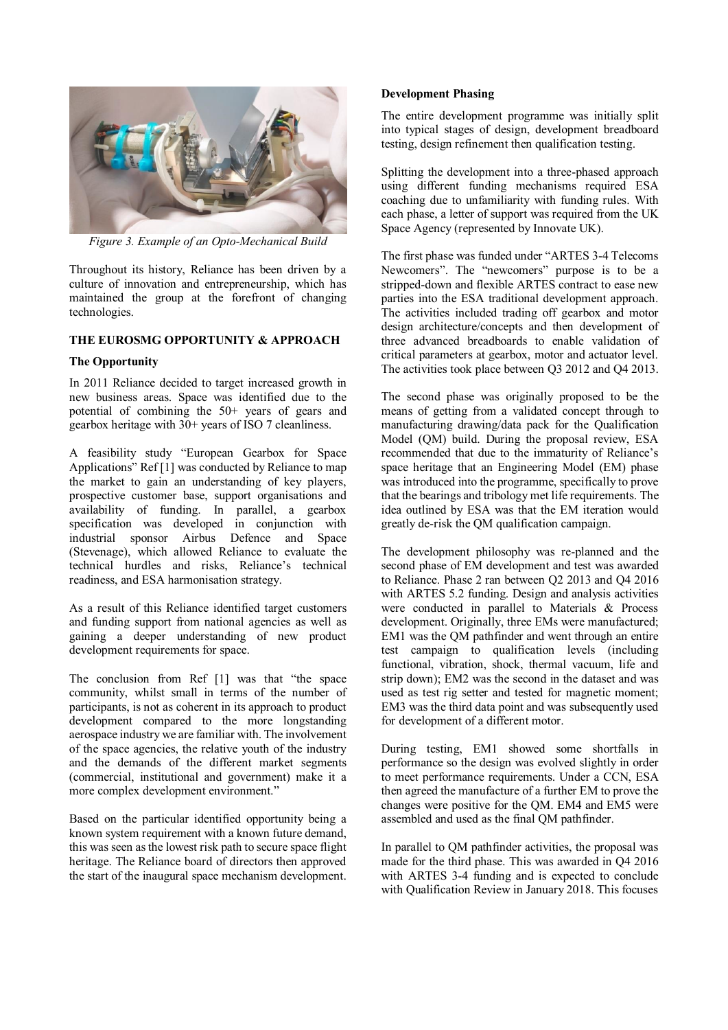*Figure 3. Example of an Opto-Mechanical Build*

Throughout its history, Reliance has been driven by a culture of innovation and entrepreneurship, which has maintained the group at the forefront of changing technologies.

## THE EUROSMG OPPORTUNITY & APPROACH

### The Opportunity

In 2011 Reliance decided to target increased growth in new business areas. Space was identified due to the potential of combining the 50+ years of gears and gearbox heritage with 30+ years of ISO 7 cleanliness.

A feasibility study "European Gearbox for Space Applications" Ref [1] was conducted by Reliance to map the market to gain an understanding of key players, prospective customer base, support organisations and availability of funding. In parallel, a gearbox specification was developed in conjunction with industrial sponsor Airbus Defence and Space (Stevenage), which allowed Reliance to evaluate the technical hurdles and risks, Reliance's technical readiness, and ESA harmonisation strategy.

As a result of this Reliance identified target customers and funding support from national agencies as well as gaining a deeper understanding of new product development requirements for space.

The conclusion from Ref [1] was that "the space community, whilst small in terms of the number of participants, is not as coherent in its approach to product development compared to the more longstanding aerospace industry we are familiar with. The involvement of the space agencies, the relative youth of the industry and the demands of the different market segments (commercial, institutional and government) make it a more complex development environment."

Based on the particular identified opportunity being a known system requirement with a known future demand, this was seen as the lowest risk path to secure space flight heritage. The Reliance board of directors then approved the start of the inaugural space mechanism development.

### Development Phasing

The entire development programme was initially split into typical stages of design, development breadboard testing, design refinement then qualification testing.

Splitting the development into a three-phased approach using different funding mechanisms required ESA coaching due to unfamiliarity with funding rules. With each phase, a letter of support was required from the UK Space Agency (represented by Innovate UK).

The first phase was funded under "ARTES 3-4 Telecoms Newcomers". The "newcomers" purpose is to be a stripped-down and flexible ARTES contract to ease new parties into the ESA traditional development approach. The activities included trading off gearbox and motor design architecture/concepts and then development of three advanced breadboards to enable validation of critical parameters at gearbox, motor and actuator level. The activities took place between Q3 2012 and Q4 2013.

The second phase was originally proposed to be the means of getting from a validated concept through to manufacturing drawing/data pack for the Qualification Model (QM) build. During the proposal review, ESA recommended that due to the immaturity of Reliance's space heritage that an Engineering Model (EM) phase was introduced into the programme, specifically to prove that the bearings and tribology met life requirements. The idea outlined by ESA was that the EM iteration would greatly de-risk the QM qualification campaign.

The development philosophy was re-planned and the second phase of EM development and test was awarded to Reliance. Phase 2 ran between Q2 2013 and Q4 2016 with ARTES 5.2 funding. Design and analysis activities were conducted in parallel to Materials & Process development. Originally, three EMs were manufactured; EM1 was the QM pathfinder and went through an entire test campaign to qualification levels (including functional, vibration, shock, thermal vacuum, life and strip down); EM2 was the second in the dataset and was used as test rig setter and tested for magnetic moment; EM3 was the third data point and was subsequently used for development of a different motor.

During testing, EM1 showed some shortfalls in performance so the design was evolved slightly in order to meet performance requirements. Under a CCN, ESA then agreed the manufacture of a further EM to prove the changes were positive for the QM. EM4 and EM5 were assembled and used as the final QM pathfinder.

In parallel to QM pathfinder activities, the proposal was made for the third phase. This was awarded in Q4 2016 with ARTES 3-4 funding and is expected to conclude with Qualification Review in January 2018. This focuses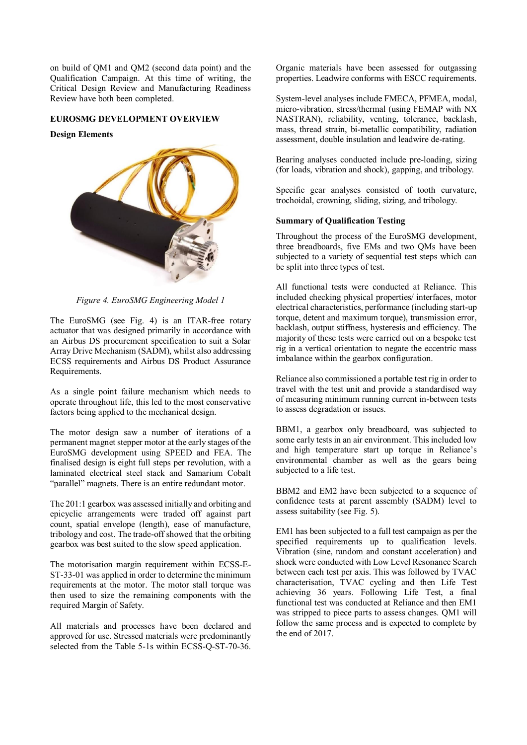on build of QM1 and QM2 (second data point) and the Qualification Campaign. At this time of writing, the Critical Design Review and Manufacturing Readiness Review have both been completed.

## EUROSMG DEVELOPMENT OVERVIEW

### Design Elements

*Figure 4. EuroSMG Engineering Model 1*

The EuroSMG (see Fig. 4) is an ITAR-free rotary actuator that was designed primarily in accordance with an Airbus DS procurement specification to suit a Solar Array Drive Mechanism (SADM), whilst also addressing ECSS requirements and Airbus DS Product Assurance Requirements.

As a single point failure mechanism which needs to operate throughout life, this led to the most conservative factors being applied to the mechanical design.

The motor design saw a number of iterations of a permanent magnet stepper motor at the early stages of the EuroSMG development using SPEED and FEA. The finalised design is eight full steps per revolution, with a laminated electrical steel stack and Samarium Cobalt "parallel" magnets. There is an entire redundant motor.

The 201:1 gearbox was assessed initially and orbiting and epicyclic arrangements were traded off against part count, spatial envelope (length), ease of manufacture, tribology and cost. The trade-off showed that the orbiting gearbox was best suited to the slow speed application.

The motorisation margin requirement within ECSS-E-ST-33-01 was applied in order to determine the minimum requirements at the motor. The motor stall torque was then used to size the remaining components with the required Margin of Safety.

All materials and processes have been declared and approved for use. Stressed materials were predominantly selected from the Table 5-1s within ECSS-Q-ST-70-36. Organic materials have been assessed for outgassing properties. Leadwire conforms with ESCC requirements.

System-level analyses include FMECA, PFMEA, modal, micro-vibration, stress/thermal (using FEMAP with NX NASTRAN), reliability, venting, tolerance, backlash, mass, thread strain, bi-metallic compatibility, radiation assessment, double insulation and leadwire de-rating.

Bearing analyses conducted include pre-loading, sizing (for loads, vibration and shock), gapping, and tribology.

Specific gear analyses consisted of tooth curvature, trochoidal, crowning, sliding, sizing, and tribology.

### Summary of Qualification Testing

Throughout the process of the EuroSMG development, three breadboards, five EMs and two QMs have been subjected to a variety of sequential test steps which can be split into three types of test.

All functional tests were conducted at Reliance. This included checking physical properties/ interfaces, motor electrical characteristics, performance (including start-up torque, detent and maximum torque), transmission error, backlash, output stiffness, hysteresis and efficiency. The majority of these tests were carried out on a bespoke test rig in a vertical orientation to negate the eccentric mass imbalance within the gearbox configuration.

Reliance also commissioned a portable test rig in order to travel with the test unit and provide a standardised way of measuring minimum running current in-between tests to assess degradation or issues.

BBM1, a gearbox only breadboard, was subjected to some early tests in an air environment. This included low and high temperature start up torque in Reliance's environmental chamber as well as the gears being subjected to a life test.

BBM2 and EM2 have been subjected to a sequence of confidence tests at parent assembly (SADM) level to assess suitability (see Fig. 5).

EM1 has been subjected to a full test campaign as per the specified requirements up to qualification levels. Vibration (sine, random and constant acceleration) and shock were conducted with Low Level Resonance Search between each test per axis. This was followed by TVAC characterisation, TVAC cycling and then Life Test achieving 36 years. Following Life Test, a final functional test was conducted at Reliance and then EM1 was stripped to piece parts to assess changes. QM1 will follow the same process and is expected to complete by the end of 2017.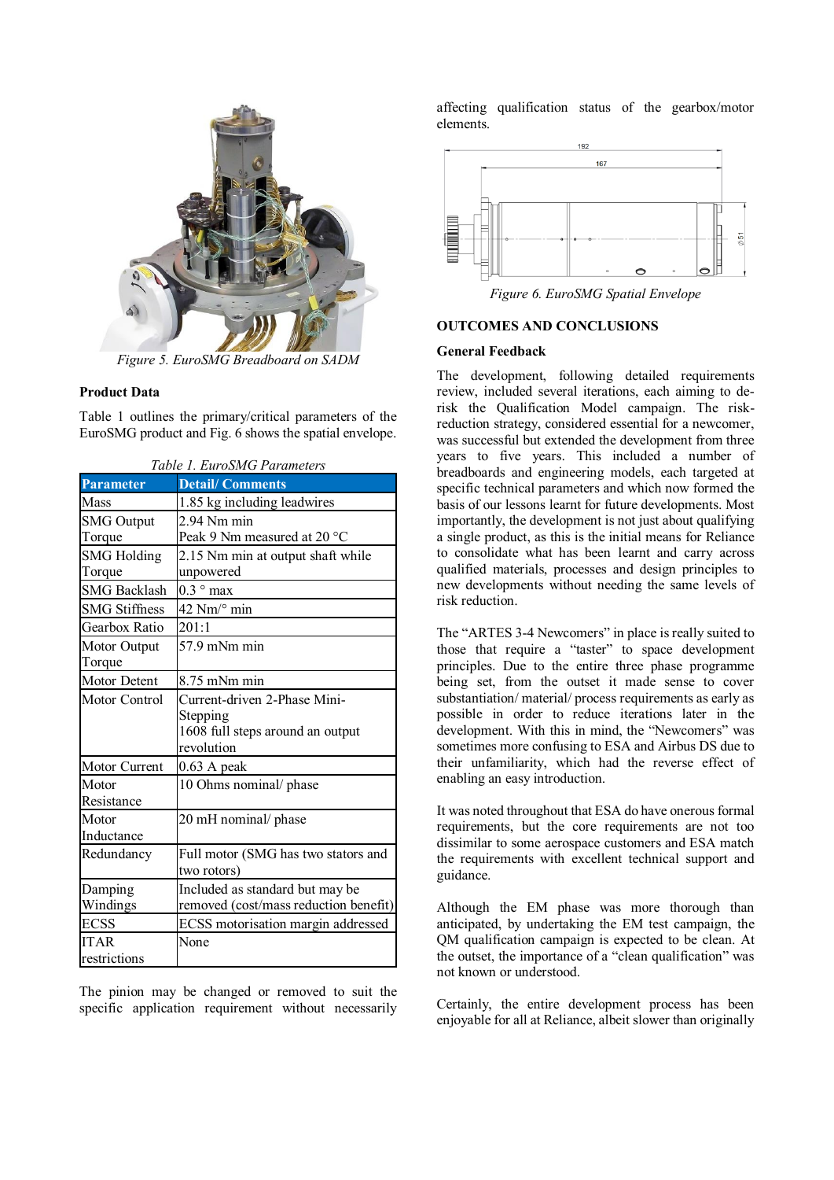Figure 5. EuroSMG Breadboard on SADM

**Product Data**

Table 1 outlines the primary/critical parameters of the EuroSMG product and Fig. 6 shows the spatial envelope.

*Table 1. EuroSMG Parameters*

| Parameter | Detail/ Comments |
| --- | --- |
| Mass | 1.85 kg including leadwires |
| SMG Output Torque | 2.94 Nm min<br>Peak 9 Nm measured at 20 °C |
| SMG Holding Torque | 2.15 Nm min at output shaft while unpowered |
| SMG Backlash | 0.3 ° max |
| SMG Stiffness | 42 Nm/° min |
| Gearbox Ratio | 201:1 |
| Motor Output Torque | 57.9 mNm min |
| Motor Detent | 8.75 mNm min |
| Motor Control | Current-driven 2-Phase Mini-Stepping<br>1608 full steps around an output revolution |
| Motor Current | 0.63 A peak |
| Motor Resistance | 10 Ohms nominal/ phase |
| Motor Inductance | 20 mH nominal/ phase |
| Redundancy | Full motor (SMG has two stators and two rotors) |
| Damping Windings | Included as standard but may be removed (cost/mass reduction benefit) |
| ECSS | ECSS motorisation margin addressed |
| ITAR restrictions | None |

The pinion may be changed or removed to suit the specific application requirement without necessarily affecting qualification status of the gearbox/motor elements.

192

167

⌀51

Figure 6. EuroSMG Spatial Envelope

## OUTCOMES AND CONCLUSIONS

### General Feedback

The development, following detailed requirements review, included several iterations, each aiming to de-risk the Qualification Model campaign. The risk-reduction strategy, considered essential for a newcomer, was successful but extended the development from three years to five years. This included a number of breadboards and engineering models, each targeted at specific technical parameters and which now formed the basis of our lessons learnt for future developments. Most importantly, the development is not just about qualifying a single product, as this is the initial means for Reliance to consolidate what has been learnt and carry across qualified materials, processes and design principles to new developments without needing the same levels of risk reduction.

The "ARTES 3-4 Newcomers" in place is really suited to those that require a "taster" to space development principles. Due to the entire three phase programme being set, from the outset it made sense to cover substantiation/ material/ process requirements as early as possible in order to reduce iterations later in the development. With this in mind, the "Newcomers" was sometimes more confusing to ESA and Airbus DS due to their unfamiliarity, which had the reverse effect of enabling an easy introduction.

It was noted throughout that ESA do have onerous formal requirements, but the core requirements are not too dissimilar to some aerospace customers and ESA match the requirements with excellent technical support and guidance.

Although the EM phase was more thorough than anticipated, by undertaking the EM test campaign, the QM qualification campaign is expected to be clean. At the outset, the importance of a "clean qualification" was not known or understood.

Certainly, the entire development process has been enjoyable for all at Reliance, albeit slower than originally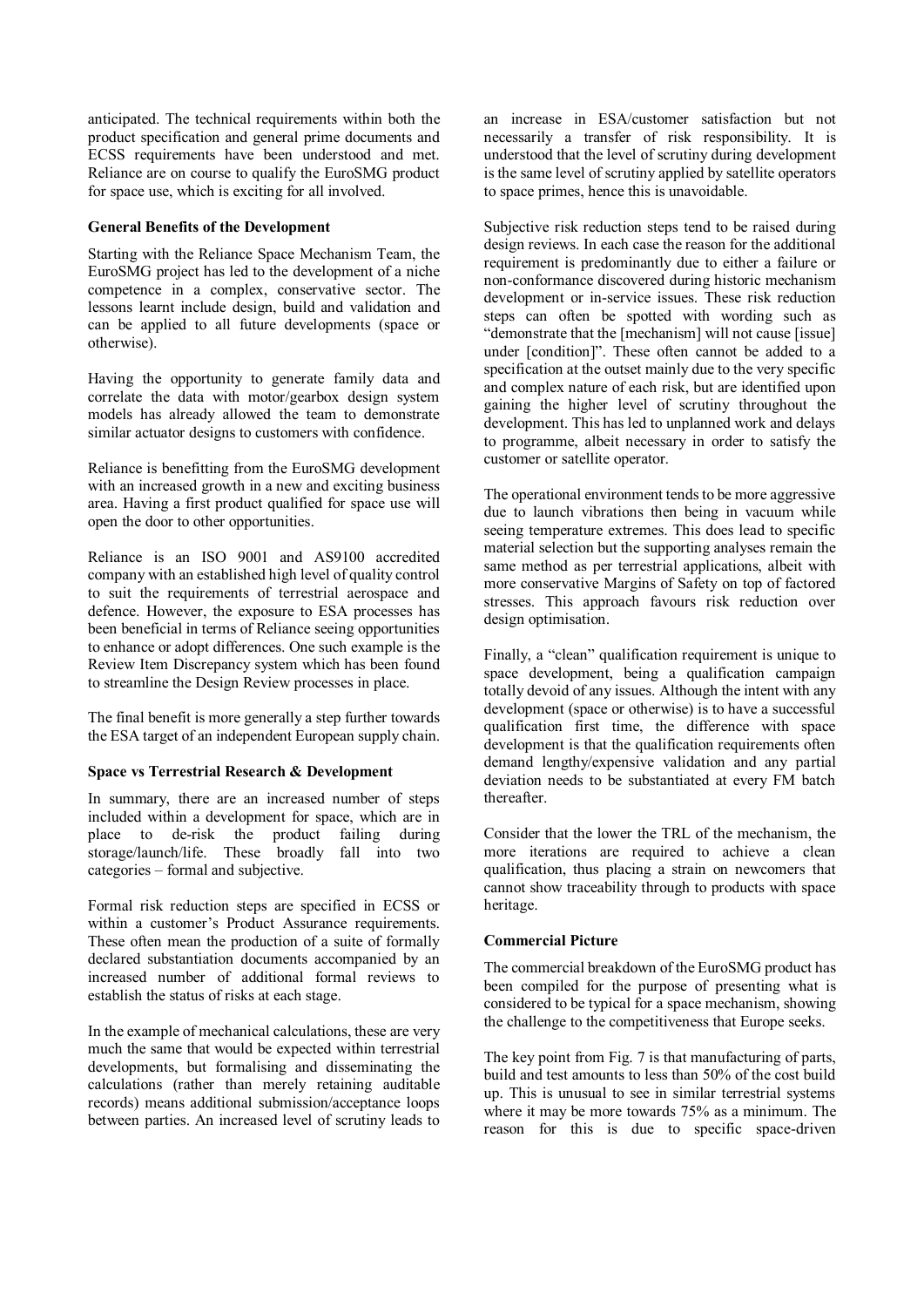anticipated. The technical requirements within both the product specification and general prime documents and ECSS requirements have been understood and met. Reliance are on course to qualify the EuroSMG product for space use, which is exciting for all involved.

**General Benefits of the Development**

Starting with the Reliance Space Mechanism Team, the EuroSMG project has led to the development of a niche competence in a complex, conservative sector. The lessons learnt include design, build and validation and can be applied to all future developments (space or otherwise).

Having the opportunity to generate family data and correlate the data with motor/gearbox design system models has already allowed the team to demonstrate similar actuator designs to customers with confidence.

Reliance is benefitting from the EuroSMG development with an increased growth in a new and exciting business area. Having a first product qualified for space use will open the door to other opportunities.

Reliance is an ISO 9001 and AS9100 accredited company with an established high level of quality control to suit the requirements of terrestrial aerospace and defence. However, the exposure to ESA processes has been beneficial in terms of Reliance seeing opportunities to enhance or adopt differences. One such example is the Review Item Discrepancy system which has been found to streamline the Design Review processes in place.

The final benefit is more generally a step further towards the ESA target of an independent European supply chain.

**Space vs Terrestrial Research & Development**

In summary, there are an increased number of steps included within a development for space, which are in place to de-risk the product failing during storage/launch/life. These broadly fall into two categories – formal and subjective.

Formal risk reduction steps are specified in ECSS or within a customer's Product Assurance requirements. These often mean the production of a suite of formally declared substantiation documents accompanied by an increased number of additional formal reviews to establish the status of risks at each stage.

In the example of mechanical calculations, these are very much the same that would be expected within terrestrial developments, but formalising and disseminating the calculations (rather than merely retaining auditable records) means additional submission/acceptance loops between parties. An increased level of scrutiny leads to an increase in ESA/customer satisfaction but not necessarily a transfer of risk responsibility. It is understood that the level of scrutiny during development is the same level of scrutiny applied by satellite operators to space primes, hence this is unavoidable.

Subjective risk reduction steps tend to be raised during design reviews. In each case the reason for the additional requirement is predominantly due to either a failure or non-conformance discovered during historic mechanism development or in-service issues. These risk reduction steps can often be spotted with wording such as "demonstrate that the [mechanism] will not cause [issue] under [condition]". These often cannot be added to a specification at the outset mainly due to the very specific and complex nature of each risk, but are identified upon gaining the higher level of scrutiny throughout the development. This has led to unplanned work and delays to programme, albeit necessary in order to satisfy the customer or satellite operator.

The operational environment tends to be more aggressive due to launch vibrations then being in vacuum while seeing temperature extremes. This does lead to specific material selection but the supporting analyses remain the same method as per terrestrial applications, albeit with more conservative Margins of Safety on top of factored stresses. This approach favours risk reduction over design optimisation.

Finally, a "clean" qualification requirement is unique to space development, being a qualification campaign totally devoid of any issues. Although the intent with any development (space or otherwise) is to have a successful qualification first time, the difference with space development is that the qualification requirements often demand lengthy/expensive validation and any partial deviation needs to be substantiated at every FM batch thereafter.

Consider that the lower the TRL of the mechanism, the more iterations are required to achieve a clean qualification, thus placing a strain on newcomers that cannot show traceability through to products with space heritage.

**Commercial Picture**

The commercial breakdown of the EuroSMG product has been compiled for the purpose of presenting what is considered to be typical for a space mechanism, showing the challenge to the competitiveness that Europe seeks.

The key point from Fig. 7 is that manufacturing of parts, build and test amounts to less than 50% of the cost build up. This is unusual to see in similar terrestrial systems where it may be more towards 75% as a minimum. The reason for this is due to specific space-driven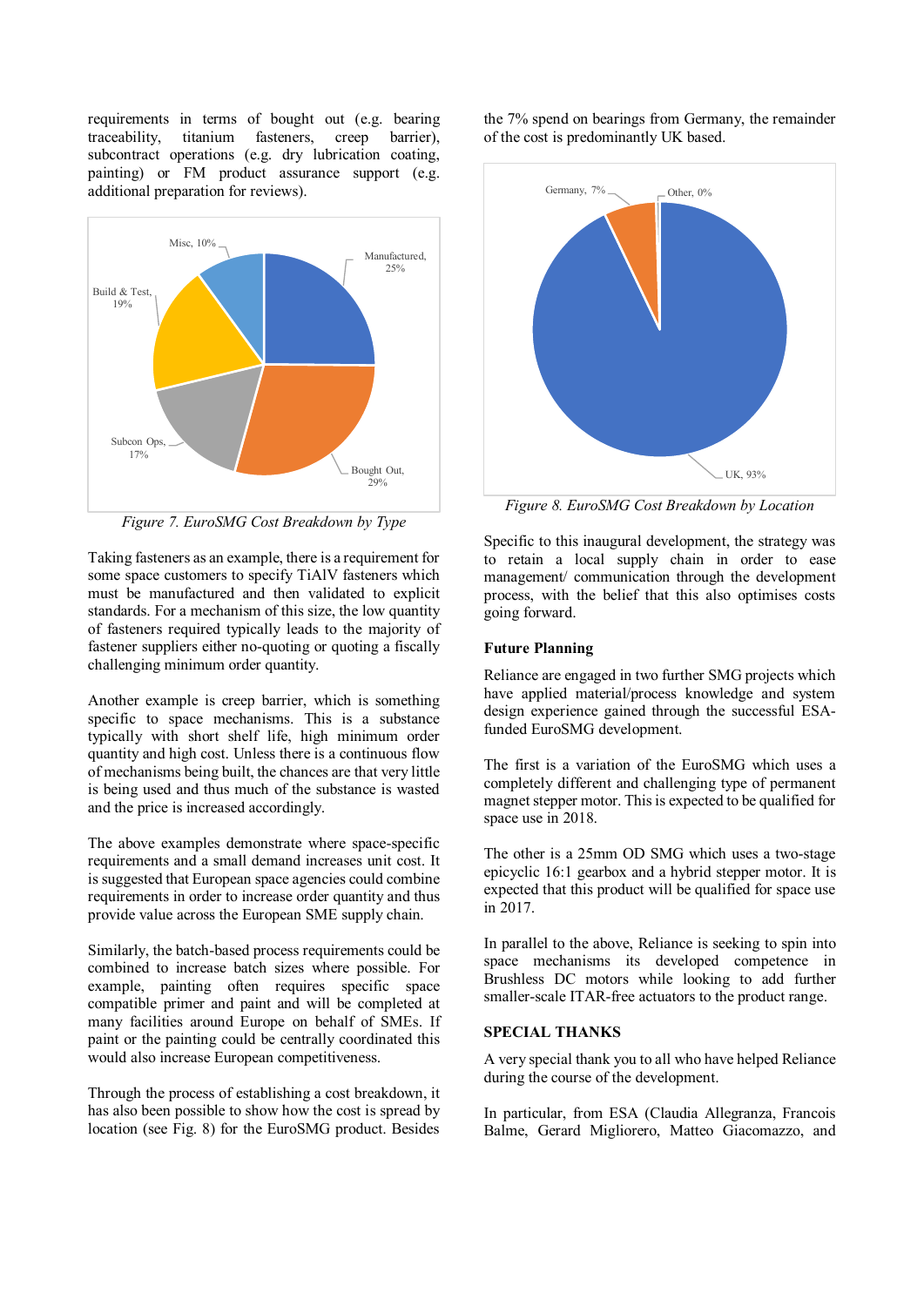requirements in terms of bought out (e.g. bearing traceability, titanium fasteners, creep barrier), subcontract operations (e.g. dry lubrication coating, painting) or FM product assurance support (e.g. additional preparation for reviews).

Misc, 10%
Manufactured, 25%
Build & Test, 19%
Subcon Ops, 17%
Bought Out, 29%

*Figure 7. EuroSMG Cost Breakdown by Type*

Taking fasteners as an example, there is a requirement for some space customers to specify TiAlV fasteners which must be manufactured and then validated to explicit standards. For a mechanism of this size, the low quantity of fasteners required typically leads to the majority of fastener suppliers either no-quoting or quoting a fiscally challenging minimum order quantity.

Another example is creep barrier, which is something specific to space mechanisms. This is a substance typically with short shelf life, high minimum order quantity and high cost. Unless there is a continuous flow of mechanisms being built, the chances are that very little is being used and thus much of the substance is wasted and the price is increased accordingly.

The above examples demonstrate where space-specific requirements and a small demand increases unit cost. It is suggested that European space agencies could combine requirements in order to increase order quantity and thus provide value across the European SME supply chain.

Similarly, the batch-based process requirements could be combined to increase batch sizes where possible. For example, painting often requires specific space compatible primer and paint and will be completed at many facilities around Europe on behalf of SMEs. If paint or the painting could be centrally coordinated this would also increase European competitiveness.

Through the process of establishing a cost breakdown, it has also been possible to show how the cost is spread by location (see Fig. 8) for the EuroSMG product. Besides the 7% spend on bearings from Germany, the remainder of the cost is predominantly UK based.

Germany, 7%
Other, 0%
UK, 93%

*Figure 8. EuroSMG Cost Breakdown by Location*

Specific to this inaugural development, the strategy was to retain a local supply chain in order to ease management/ communication through the development process, with the belief that this also optimises costs going forward.

**Future Planning**

Reliance are engaged in two further SMG projects which have applied material/process knowledge and system design experience gained through the successful ESA-funded EuroSMG development.

The first is a variation of the EuroSMG which uses a completely different and challenging type of permanent magnet stepper motor. This is expected to be qualified for space use in 2018.

The other is a 25mm OD SMG which uses a two-stage epicyclic 16:1 gearbox and a hybrid stepper motor. It is expected that this product will be qualified for space use in 2017.

In parallel to the above, Reliance is seeking to spin into space mechanisms its developed competence in Brushless DC motors while looking to add further smaller-scale ITAR-free actuators to the product range.

## SPECIAL THANKS

A very special thank you to all who have helped Reliance during the course of the development.

In particular, from ESA (Claudia Allegranza, Francois Balme, Gerard Migliorero, Matteo Giacomazzo, and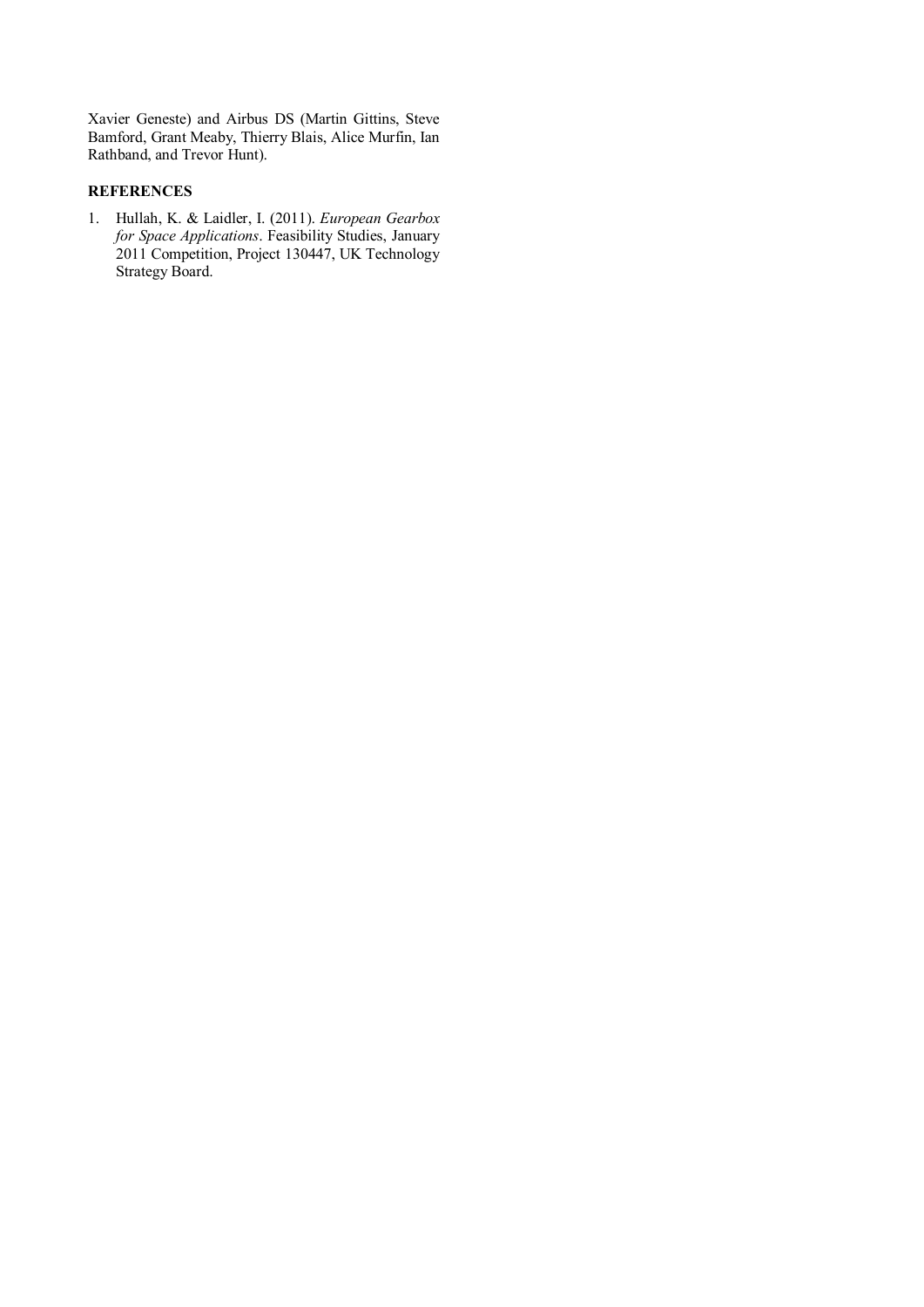Xavier Geneste) and Airbus DS (Martin Gittins, Steve Bamford, Grant Meaby, Thierry Blais, Alice Murfin, Ian Rathband, and Trevor Hunt).

## REFERENCES

1. Hullah, K. & Laidler, I. (2011). *European Gearbox for Space Applications*. Feasibility Studies, January 2011 Competition, Project 130447, UK Technology Strategy Board.